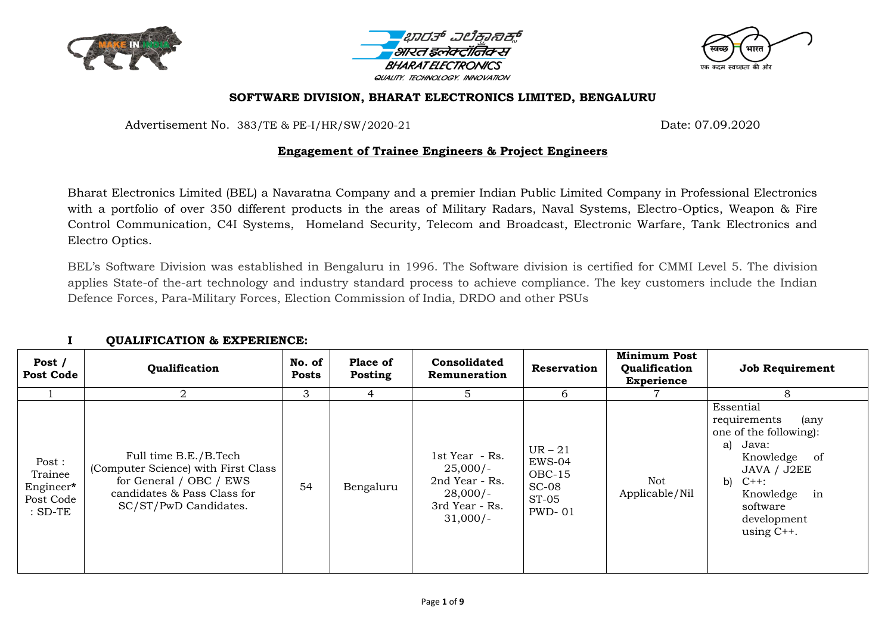## SOFTWARE DIVISION, BHARAT ELECTRONICS LIMITED, BENGALURU

Advertisement No. 383/TE & PE-I/HR/SW/2020-21 Date: 07.09.2020

### Engagement of Trainee Engineers & Project Engineers

Bharat Electronics Limited (BEL) a Navaratna Company and a premier Indian Public Limited Company in Professional Electronics with a portfolio of over 350 different products in the areas of Military Radars, Naval Systems, Electro-Optics, Weapon & Fire Control Communication, C4I Systems, Homeland Security, Telecom and Broadcast, Electronic Warfare, Tank Electronics and Electro Optics.

BEL's Software Division was established in Bengaluru in 1996. The Software division is certified for CMMI Level 5. The division applies State-of the-art technology and industry standard process to achieve compliance. The key customers include the Indian Defence Forces, Para-Military Forces, Election Commission of India, DRDO and other PSUs

### I QUALIFICATION & EXPERIENCE:

| Post / Post Code | Qualification | No. of Posts | Place of Posting | Consolidated Remuneration | Reservation | Minimum Post Qualification Experience | Job Requirement |
|---|---|---|---|---|---|---|---|
| 1 | 2 | 3 | 4 | 5 | 6 | 7 | 8 |
| Post : Trainee Engineer* Post Code : SD-TE | Full time B.E./B.Tech (Computer Science) with First Class for General / OBC / EWS candidates & Pass Class for SC/ST/PwD Candidates. | 54 | Bengaluru | 1st Year - Rs. 25,000/- 2nd Year - Rs. 28,000/- 3rd Year - Rs. 31,000/- | UR – 21 EWS-04 OBC-15 SC-08 ST-05 PWD- 01 | Not Applicable/Nil | Essential requirements (any one of the following): a) Java: Knowledge of JAVA / J2EE b) C++: Knowledge in software development using C++. |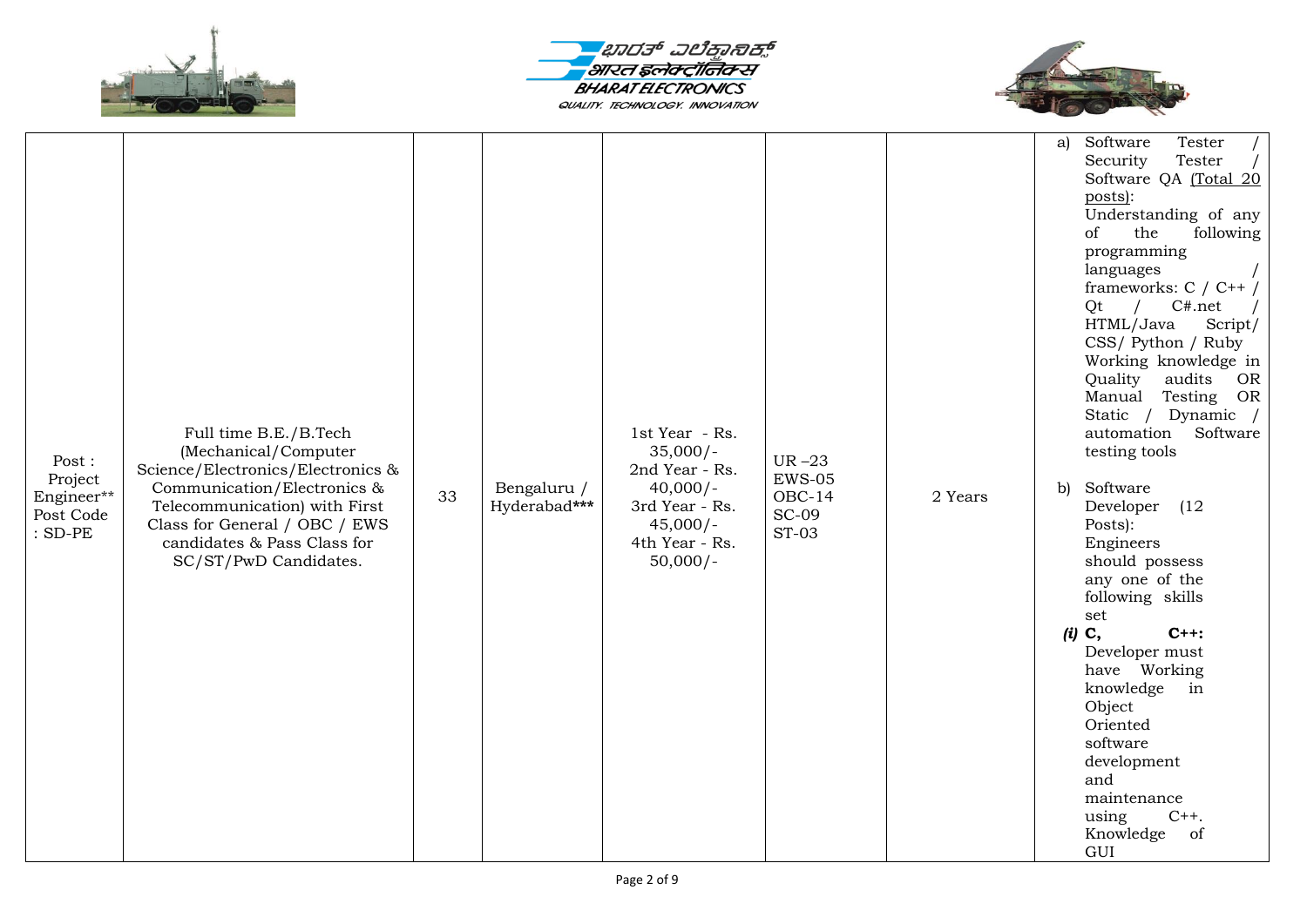| | | | | | | | |
|---|---|---|---|---|---|---|---|
| Post : Project Engineer** Post Code : SD-PE | Full time B.E./B.Tech (Mechanical/Computer Science/Electronics/Electronics & Communication/Electronics & Telecommunication) with First Class for General / OBC / EWS candidates & Pass Class for SC/ST/PwD Candidates. | 33 | Bengaluru / Hyderabad*** | 1st Year - Rs. 35,000/- 2nd Year - Rs. 40,000/- 3rd Year - Rs. 45,000/- 4th Year - Rs. 50,000/- | UR –23 EWS-05 OBC-14 SC-09 ST-03 | 2 Years | a) Software Tester / Security Tester / Software QA (Total 20 posts): Understanding of any of the following programming languages / frameworks: C / C++ / Qt / C#.net / HTML/Java Script/ CSS/ Python / Ruby Working knowledge in Quality audits OR Manual Testing OR Static / Dynamic / automation Software testing tools<br><br>b) Software Developer (12 Posts): Engineers should possess any one of the following skills set<br>*(i)* **C, C++:** Developer must have Working knowledge in Object Oriented software development and maintenance using C++. Knowledge of GUI |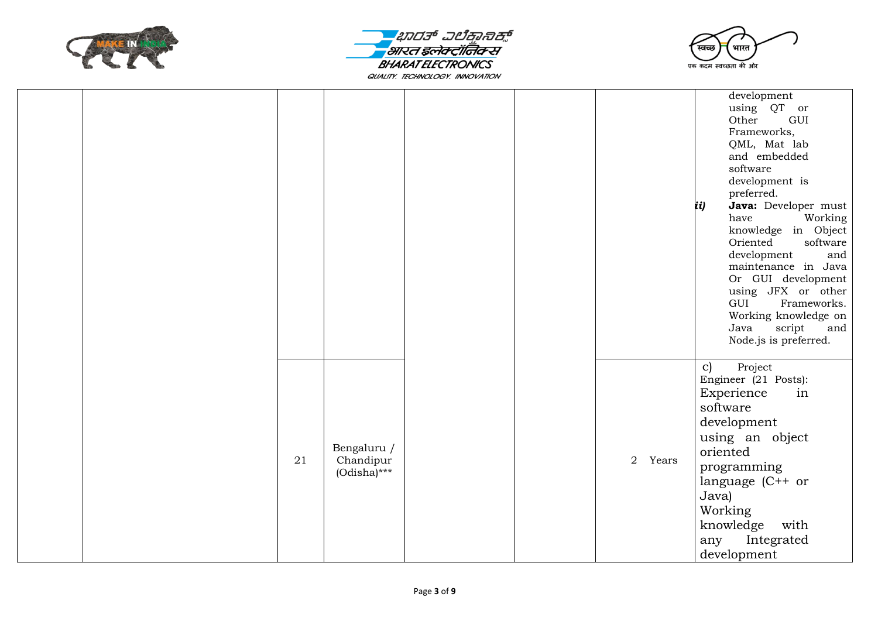| | | | | | | | |
|---|---|---|---|---|---|---|---|
| | | | | | | | development using QT or Other GUI Frameworks, QML, Mat lab and embedded software development is preferred.<br>*ii)* **Java:** Developer must have Working knowledge in Object Oriented software development and maintenance in Java Or GUI development using JFX or other GUI Frameworks. Working knowledge on Java script and Node.js is preferred. |
| | | 21 | Bengaluru / Chandipur (Odisha)*** | | | 2 Years | c) Project Engineer (21 Posts): Experience in software development using an object oriented programming language (C++ or Java) Working knowledge with any Integrated development |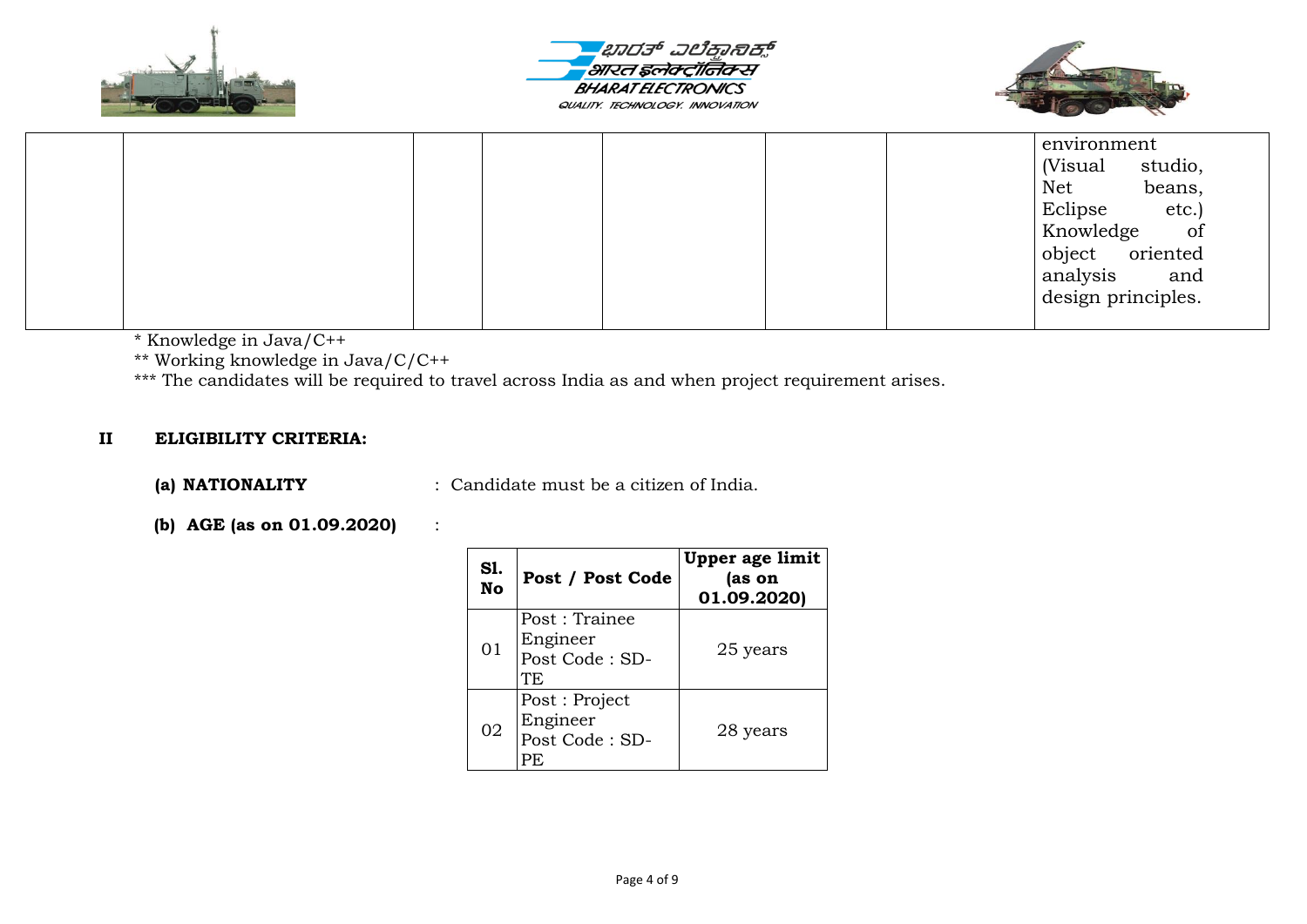| | | | | | | | |
|---|---|---|---|---|---|---|---|
| | | | | | | | environment (Visual studio, Net beans, Eclipse etc.) Knowledge of object oriented analysis and design principles. |

* Knowledge in Java/C++

** Working knowledge in Java/C/C++

*** The candidates will be required to travel across India as and when project requirement arises.

## II ELIGIBILITY CRITERIA:

**(a) NATIONALITY** : Candidate must be a citizen of India.

**(b) AGE (as on 01.09.2020)** :

| Sl. No | Post / Post Code | Upper age limit (as on 01.09.2020) |
|---|---|---|
| 01 | Post : Trainee Engineer Post Code : SD-TE | 25 years |
| 02 | Post : Project Engineer Post Code : SD-PE | 28 years |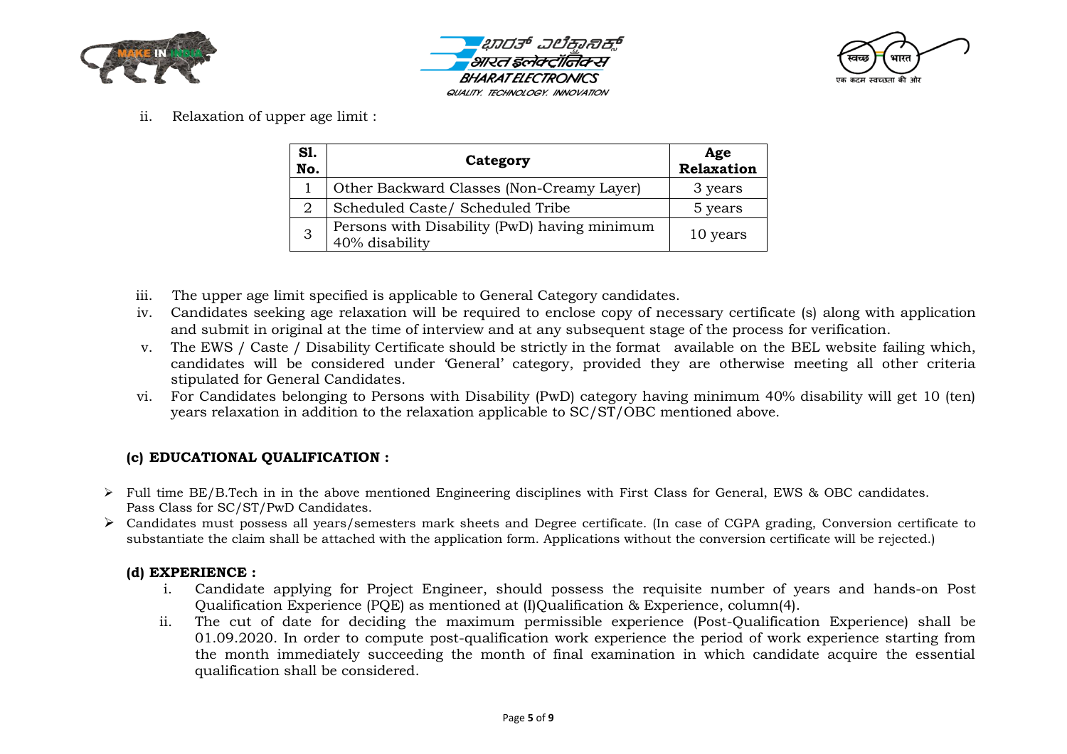ii. Relaxation of upper age limit :

| Sl. No. | Category | Age Relaxation |
|---|---|---|
| 1 | Other Backward Classes (Non-Creamy Layer) | 3 years |
| 2 | Scheduled Caste/ Scheduled Tribe | 5 years |
| 3 | Persons with Disability (PwD) having minimum 40% disability | 10 years |

iii. The upper age limit specified is applicable to General Category candidates.

iv. Candidates seeking age relaxation will be required to enclose copy of necessary certificate (s) along with application and submit in original at the time of interview and at any subsequent stage of the process for verification.

v. The EWS / Caste / Disability Certificate should be strictly in the format available on the BEL website failing which, candidates will be considered under 'General' category, provided they are otherwise meeting all other criteria stipulated for General Candidates.

vi. For Candidates belonging to Persons with Disability (PwD) category having minimum 40% disability will get 10 (ten) years relaxation in addition to the relaxation applicable to SC/ST/OBC mentioned above.

### (c) EDUCATIONAL QUALIFICATION :

- Full time BE/B.Tech in in the above mentioned Engineering disciplines with First Class for General, EWS & OBC candidates. Pass Class for SC/ST/PwD Candidates.
- Candidates must possess all years/semesters mark sheets and Degree certificate. (In case of CGPA grading, Conversion certificate to substantiate the claim shall be attached with the application form. Applications without the conversion certificate will be rejected.)

### (d) EXPERIENCE :

i. Candidate applying for Project Engineer, should possess the requisite number of years and hands-on Post Qualification Experience (PQE) as mentioned at (I)Qualification & Experience, column(4).

ii. The cut of date for deciding the maximum permissible experience (Post-Qualification Experience) shall be 01.09.2020. In order to compute post-qualification work experience the period of work experience starting from the month immediately succeeding the month of final examination in which candidate acquire the essential qualification shall be considered.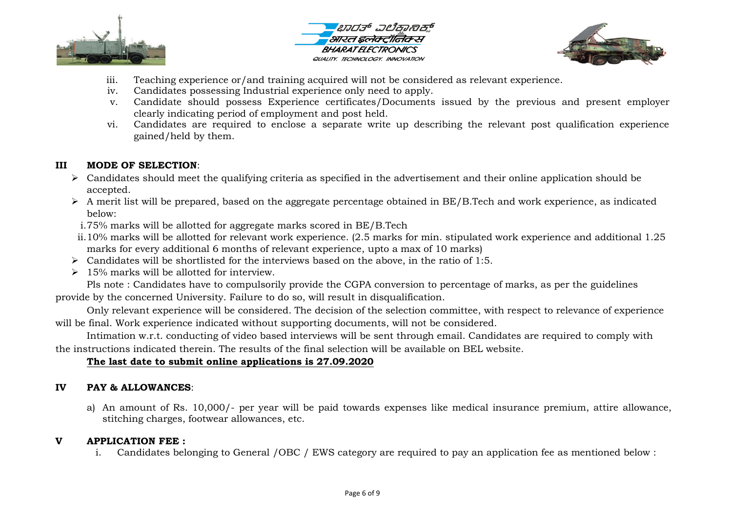iii. Teaching experience or/and training acquired will not be considered as relevant experience.
iv. Candidates possessing Industrial experience only need to apply.
v. Candidate should possess Experience certificates/Documents issued by the previous and present employer clearly indicating period of employment and post held.
vi. Candidates are required to enclose a separate write up describing the relevant post qualification experience gained/held by them.

## III MODE OF SELECTION:

- Candidates should meet the qualifying criteria as specified in the advertisement and their online application should be accepted.
- A merit list will be prepared, based on the aggregate percentage obtained in BE/B.Tech and work experience, as indicated below:
  i. 75% marks will be allotted for aggregate marks scored in BE/B.Tech
  ii. 10% marks will be allotted for relevant work experience. (2.5 marks for min. stipulated work experience and additional 1.25 marks for every additional 6 months of relevant experience, upto a max of 10 marks)
- Candidates will be shortlisted for the interviews based on the above, in the ratio of 1:5.
- 15% marks will be allotted for interview.

Pls note : Candidates have to compulsorily provide the CGPA conversion to percentage of marks, as per the guidelines provide by the concerned University. Failure to do so, will result in disqualification.

Only relevant experience will be considered. The decision of the selection committee, with respect to relevance of experience will be final. Work experience indicated without supporting documents, will not be considered.

Intimation w.r.t. conducting of video based interviews will be sent through email. Candidates are required to comply with the instructions indicated therein. The results of the final selection will be available on BEL website.

**The last date to submit online applications is 27.09.2020**

## IV PAY & ALLOWANCES:

a) An amount of Rs. 10,000/- per year will be paid towards expenses like medical insurance premium, attire allowance, stitching charges, footwear allowances, etc.

## V APPLICATION FEE :

i. Candidates belonging to General /OBC / EWS category are required to pay an application fee as mentioned below :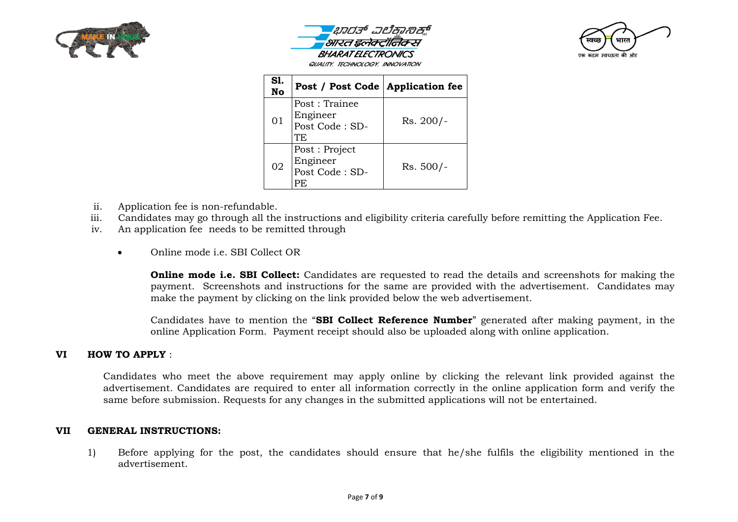| Sl. No | Post / Post Code | Application fee |
|---|---|---|
| 01 | Post : Trainee Engineer Post Code : SD-TE | Rs. 200/- |
| 02 | Post : Project Engineer Post Code : SD-PE | Rs. 500/- |

ii. Application fee is non-refundable.

iii. Candidates may go through all the instructions and eligibility criteria carefully before remitting the Application Fee.

iv. An application fee needs to be remitted through

- Online mode i.e. SBI Collect OR

**Online mode i.e. SBI Collect:** Candidates are requested to read the details and screenshots for making the payment. Screenshots and instructions for the same are provided with the advertisement. Candidates may make the payment by clicking on the link provided below the web advertisement.

Candidates have to mention the "**SBI Collect Reference Number**" generated after making payment, in the online Application Form. Payment receipt should also be uploaded along with online application.

## VI HOW TO APPLY :

Candidates who meet the above requirement may apply online by clicking the relevant link provided against the advertisement. Candidates are required to enter all information correctly in the online application form and verify the same before submission. Requests for any changes in the submitted applications will not be entertained.

## VII GENERAL INSTRUCTIONS:

1) Before applying for the post, the candidates should ensure that he/she fulfils the eligibility mentioned in the advertisement.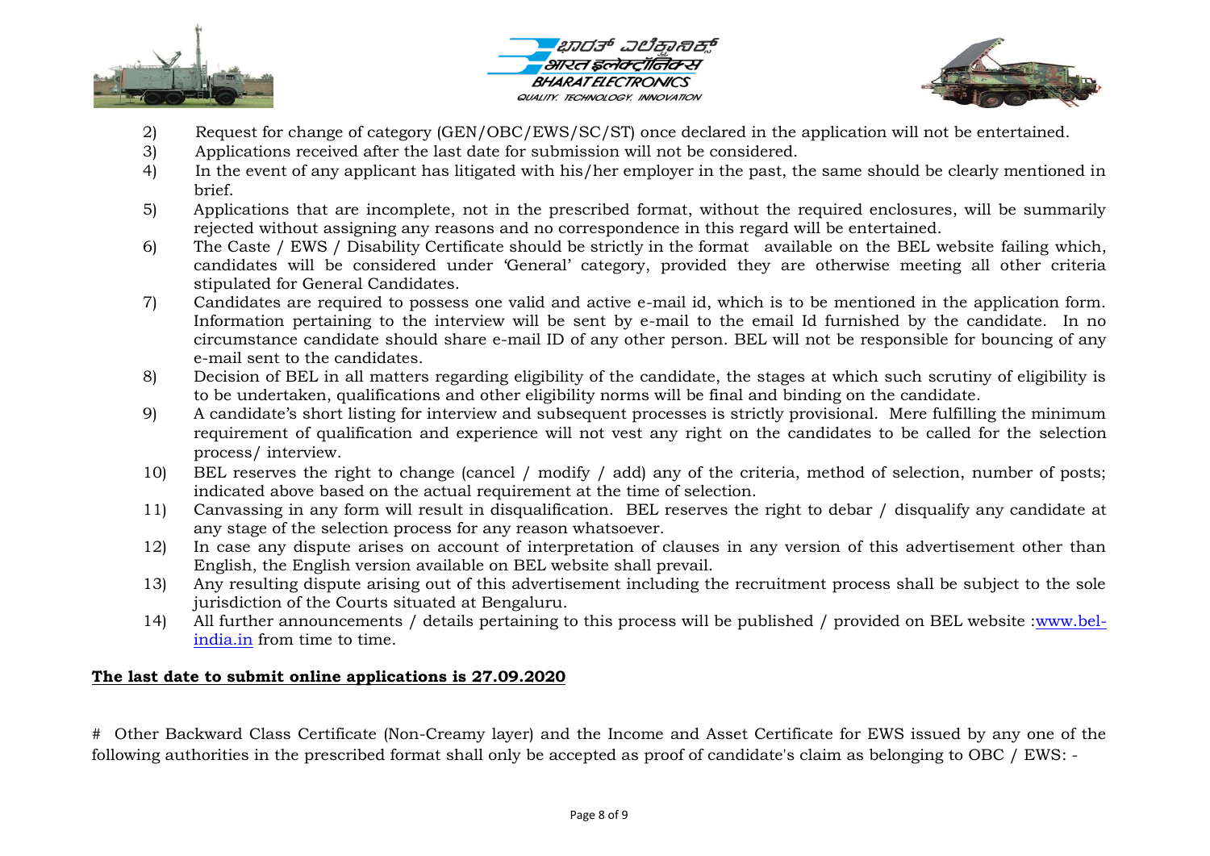2) Request for change of category (GEN/OBC/EWS/SC/ST) once declared in the application will not be entertained.
3) Applications received after the last date for submission will not be considered.
4) In the event of any applicant has litigated with his/her employer in the past, the same should be clearly mentioned in brief.
5) Applications that are incomplete, not in the prescribed format, without the required enclosures, will be summarily rejected without assigning any reasons and no correspondence in this regard will be entertained.
6) The Caste / EWS / Disability Certificate should be strictly in the format available on the BEL website failing which, candidates will be considered under 'General' category, provided they are otherwise meeting all other criteria stipulated for General Candidates.
7) Candidates are required to possess one valid and active e-mail id, which is to be mentioned in the application form. Information pertaining to the interview will be sent by e-mail to the email Id furnished by the candidate. In no circumstance candidate should share e-mail ID of any other person. BEL will not be responsible for bouncing of any e-mail sent to the candidates.
8) Decision of BEL in all matters regarding eligibility of the candidate, the stages at which such scrutiny of eligibility is to be undertaken, qualifications and other eligibility norms will be final and binding on the candidate.
9) A candidate's short listing for interview and subsequent processes is strictly provisional. Mere fulfilling the minimum requirement of qualification and experience will not vest any right on the candidates to be called for the selection process/ interview.
10) BEL reserves the right to change (cancel / modify / add) any of the criteria, method of selection, number of posts; indicated above based on the actual requirement at the time of selection.
11) Canvassing in any form will result in disqualification. BEL reserves the right to debar / disqualify any candidate at any stage of the selection process for any reason whatsoever.
12) In case any dispute arises on account of interpretation of clauses in any version of this advertisement other than English, the English version available on BEL website shall prevail.
13) Any resulting dispute arising out of this advertisement including the recruitment process shall be subject to the sole jurisdiction of the Courts situated at Bengaluru.
14) All further announcements / details pertaining to this process will be published / provided on BEL website :www.bel-india.in from time to time.

**The last date to submit online applications is 27.09.2020**

# Other Backward Class Certificate (Non-Creamy layer) and the Income and Asset Certificate for EWS issued by any one of the following authorities in the prescribed format shall only be accepted as proof of candidate's claim as belonging to OBC / EWS: -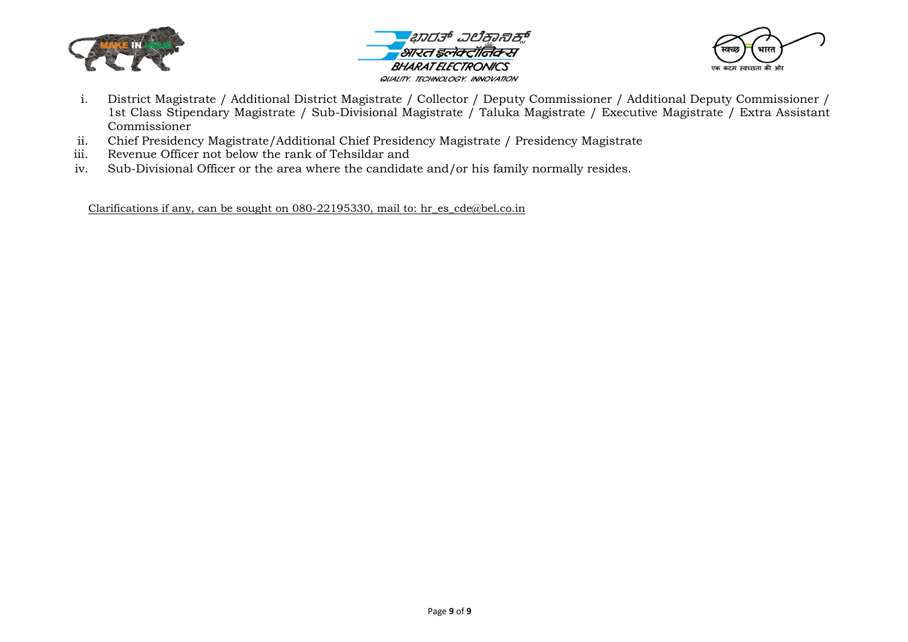i. District Magistrate / Additional District Magistrate / Collector / Deputy Commissioner / Additional Deputy Commissioner / 1st Class Stipendary Magistrate / Sub-Divisional Magistrate / Taluka Magistrate / Executive Magistrate / Extra Assistant Commissioner
ii. Chief Presidency Magistrate/Additional Chief Presidency Magistrate / Presidency Magistrate
iii. Revenue Officer not below the rank of Tehsildar and
iv. Sub-Divisional Officer or the area where the candidate and/or his family normally resides.

Clarifications if any, can be sought on 080-22195330, mail to: hr_es_cde@bel.co.in